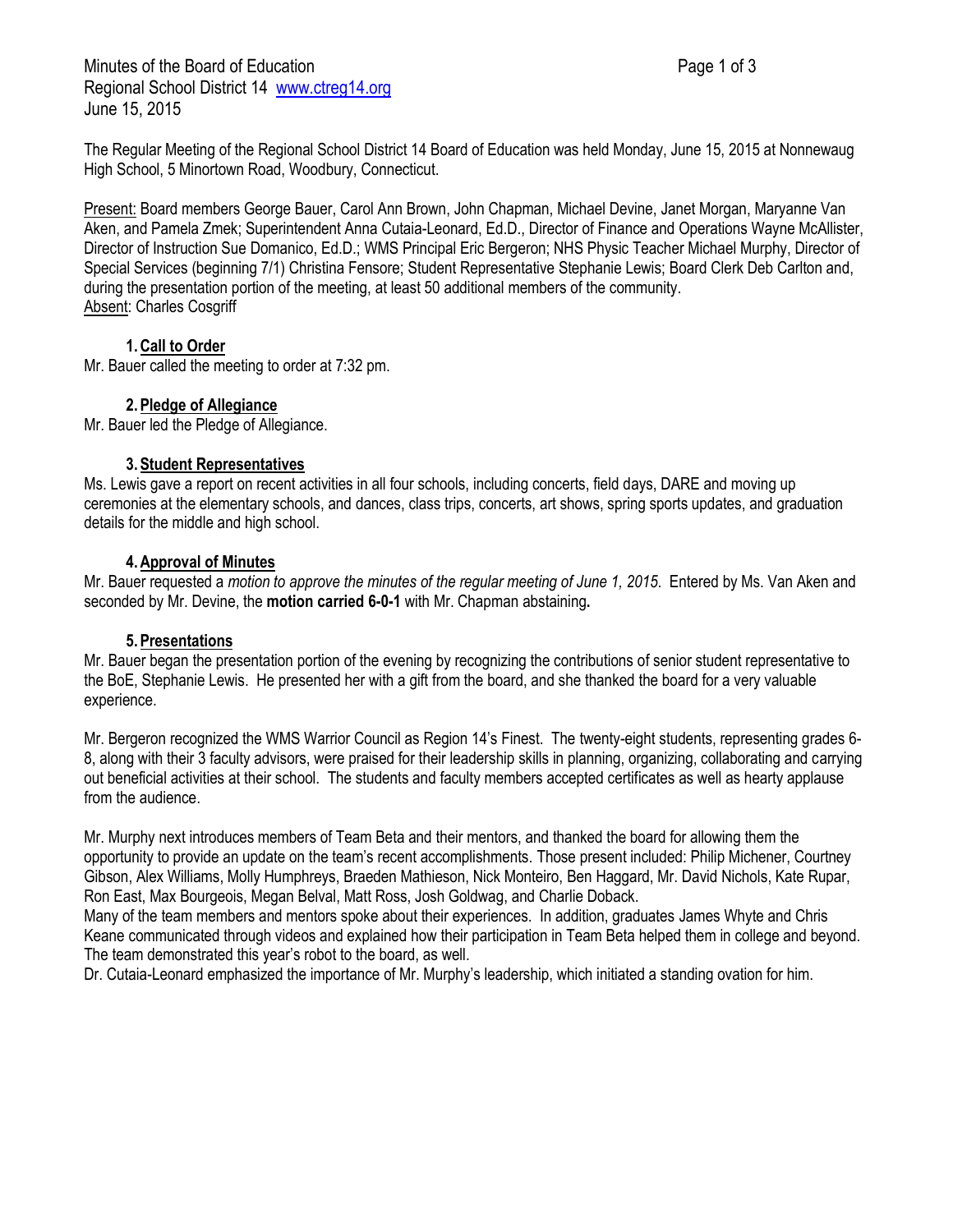Minutes of the Board of Education
Regional School District 14 www.ctreg14.org
June 15, 2015

The Regular Meeting of the Regional School District 14 Board of Education was held Monday, June 15, 2015 at Nonnewaug High School, 5 Minortown Road, Woodbury, Connecticut.

Present: Board members George Bauer, Carol Ann Brown, John Chapman, Michael Devine, Janet Morgan, Maryanne Van Aken, and Pamela Zmek; Superintendent Anna Cutaia-Leonard, Ed.D., Director of Finance and Operations Wayne McAllister, Director of Instruction Sue Domanico, Ed.D.; WMS Principal Eric Bergeron; NHS Physic Teacher Michael Murphy, Director of Special Services (beginning 7/1) Christina Fensore; Student Representative Stephanie Lewis; Board Clerk Deb Carlton and, during the presentation portion of the meeting, at least 50 additional members of the community.
Absent: Charles Cosgriff

### 1. Call to Order

Mr. Bauer called the meeting to order at 7:32 pm.

### 2. Pledge of Allegiance

Mr. Bauer led the Pledge of Allegiance.

### 3. Student Representatives

Ms. Lewis gave a report on recent activities in all four schools, including concerts, field days, DARE and moving up ceremonies at the elementary schools, and dances, class trips, concerts, art shows, spring sports updates, and graduation details for the middle and high school.

### 4. Approval of Minutes

Mr. Bauer requested a *motion to approve the minutes of the regular meeting of June 1, 2015.* Entered by Ms. Van Aken and seconded by Mr. Devine, the **motion carried 6-0-1** with Mr. Chapman abstaining**.**

### 5. Presentations

Mr. Bauer began the presentation portion of the evening by recognizing the contributions of senior student representative to the BoE, Stephanie Lewis. He presented her with a gift from the board, and she thanked the board for a very valuable experience.

Mr. Bergeron recognized the WMS Warrior Council as Region 14's Finest. The twenty-eight students, representing grades 6-8, along with their 3 faculty advisors, were praised for their leadership skills in planning, organizing, collaborating and carrying out beneficial activities at their school. The students and faculty members accepted certificates as well as hearty applause from the audience.

Mr. Murphy next introduces members of Team Beta and their mentors, and thanked the board for allowing them the opportunity to provide an update on the team's recent accomplishments. Those present included: Philip Michener, Courtney Gibson, Alex Williams, Molly Humphreys, Braeden Mathieson, Nick Monteiro, Ben Haggard, Mr. David Nichols, Kate Rupar, Ron East, Max Bourgeois, Megan Belval, Matt Ross, Josh Goldwag, and Charlie Doback.
Many of the team members and mentors spoke about their experiences. In addition, graduates James Whyte and Chris Keane communicated through videos and explained how their participation in Team Beta helped them in college and beyond. The team demonstrated this year's robot to the board, as well.
Dr. Cutaia-Leonard emphasized the importance of Mr. Murphy's leadership, which initiated a standing ovation for him.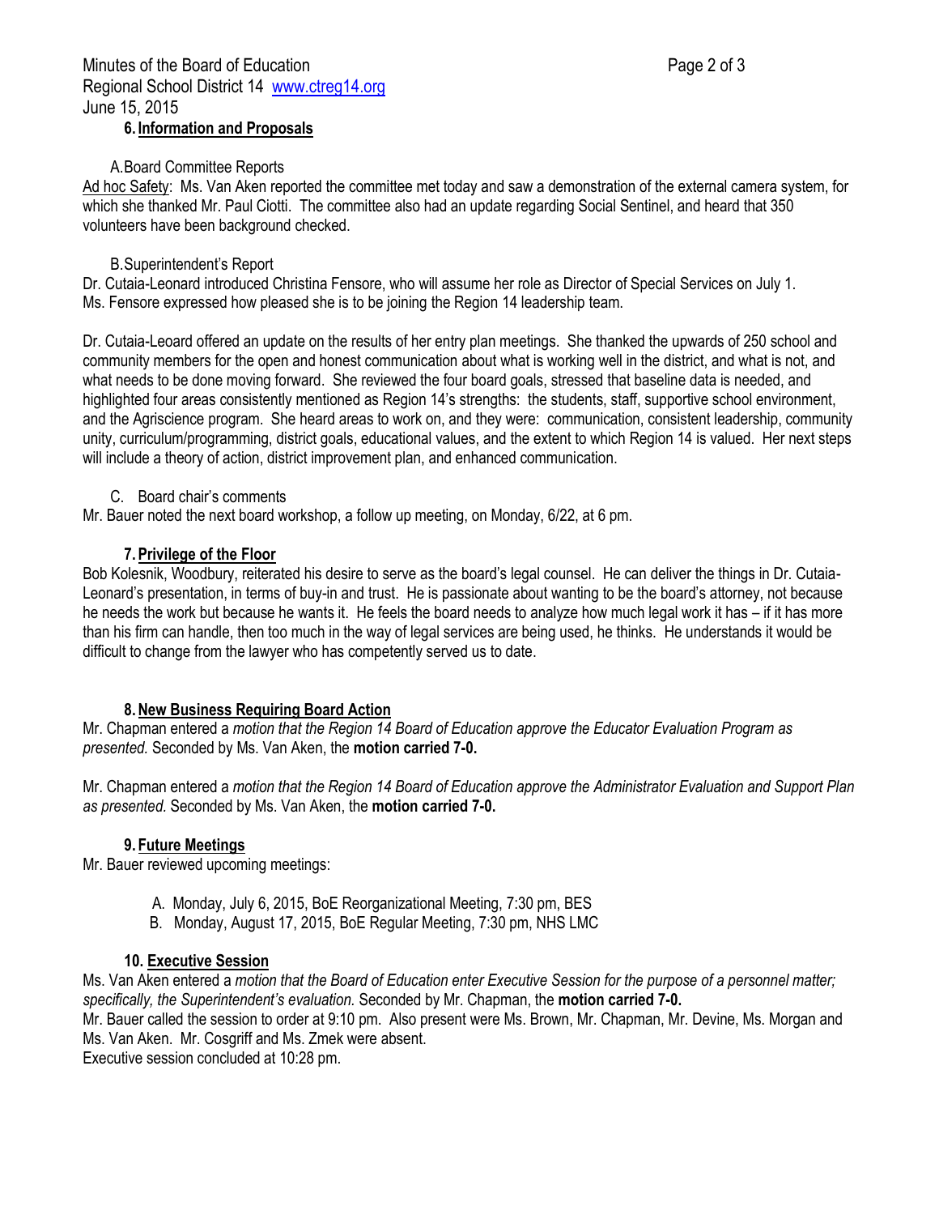**6. Information and Proposals**

A. Board Committee Reports

Ad hoc Safety: Ms. Van Aken reported the committee met today and saw a demonstration of the external camera system, for which she thanked Mr. Paul Ciotti. The committee also had an update regarding Social Sentinel, and heard that 350 volunteers have been background checked.

B. Superintendent's Report

Dr. Cutaia-Leonard introduced Christina Fensore, who will assume her role as Director of Special Services on July 1. Ms. Fensore expressed how pleased she is to be joining the Region 14 leadership team.

Dr. Cutaia-Leoard offered an update on the results of her entry plan meetings. She thanked the upwards of 250 school and community members for the open and honest communication about what is working well in the district, and what is not, and what needs to be done moving forward. She reviewed the four board goals, stressed that baseline data is needed, and highlighted four areas consistently mentioned as Region 14's strengths: the students, staff, supportive school environment, and the Agriscience program. She heard areas to work on, and they were: communication, consistent leadership, community unity, curriculum/programming, district goals, educational values, and the extent to which Region 14 is valued. Her next steps will include a theory of action, district improvement plan, and enhanced communication.

C. Board chair's comments

Mr. Bauer noted the next board workshop, a follow up meeting, on Monday, 6/22, at 6 pm.

**7. Privilege of the Floor**

Bob Kolesnik, Woodbury, reiterated his desire to serve as the board's legal counsel. He can deliver the things in Dr. Cutaia-Leonard's presentation, in terms of buy-in and trust. He is passionate about wanting to be the board's attorney, not because he needs the work but because he wants it. He feels the board needs to analyze how much legal work it has – if it has more than his firm can handle, then too much in the way of legal services are being used, he thinks. He understands it would be difficult to change from the lawyer who has competently served us to date.

**8. New Business Requiring Board Action**

Mr. Chapman entered a *motion that the Region 14 Board of Education approve the Educator Evaluation Program as presented.* Seconded by Ms. Van Aken, the **motion carried 7-0.**

Mr. Chapman entered a *motion that the Region 14 Board of Education approve the Administrator Evaluation and Support Plan as presented.* Seconded by Ms. Van Aken, the **motion carried 7-0.**

**9. Future Meetings**

Mr. Bauer reviewed upcoming meetings:

A. Monday, July 6, 2015, BoE Reorganizational Meeting, 7:30 pm, BES
B. Monday, August 17, 2015, BoE Regular Meeting, 7:30 pm, NHS LMC

**10. Executive Session**

Ms. Van Aken entered a *motion that the Board of Education enter Executive Session for the purpose of a personnel matter; specifically, the Superintendent's evaluation.* Seconded by Mr. Chapman, the **motion carried 7-0.**
Mr. Bauer called the session to order at 9:10 pm. Also present were Ms. Brown, Mr. Chapman, Mr. Devine, Ms. Morgan and Ms. Van Aken. Mr. Cosgriff and Ms. Zmek were absent.
Executive session concluded at 10:28 pm.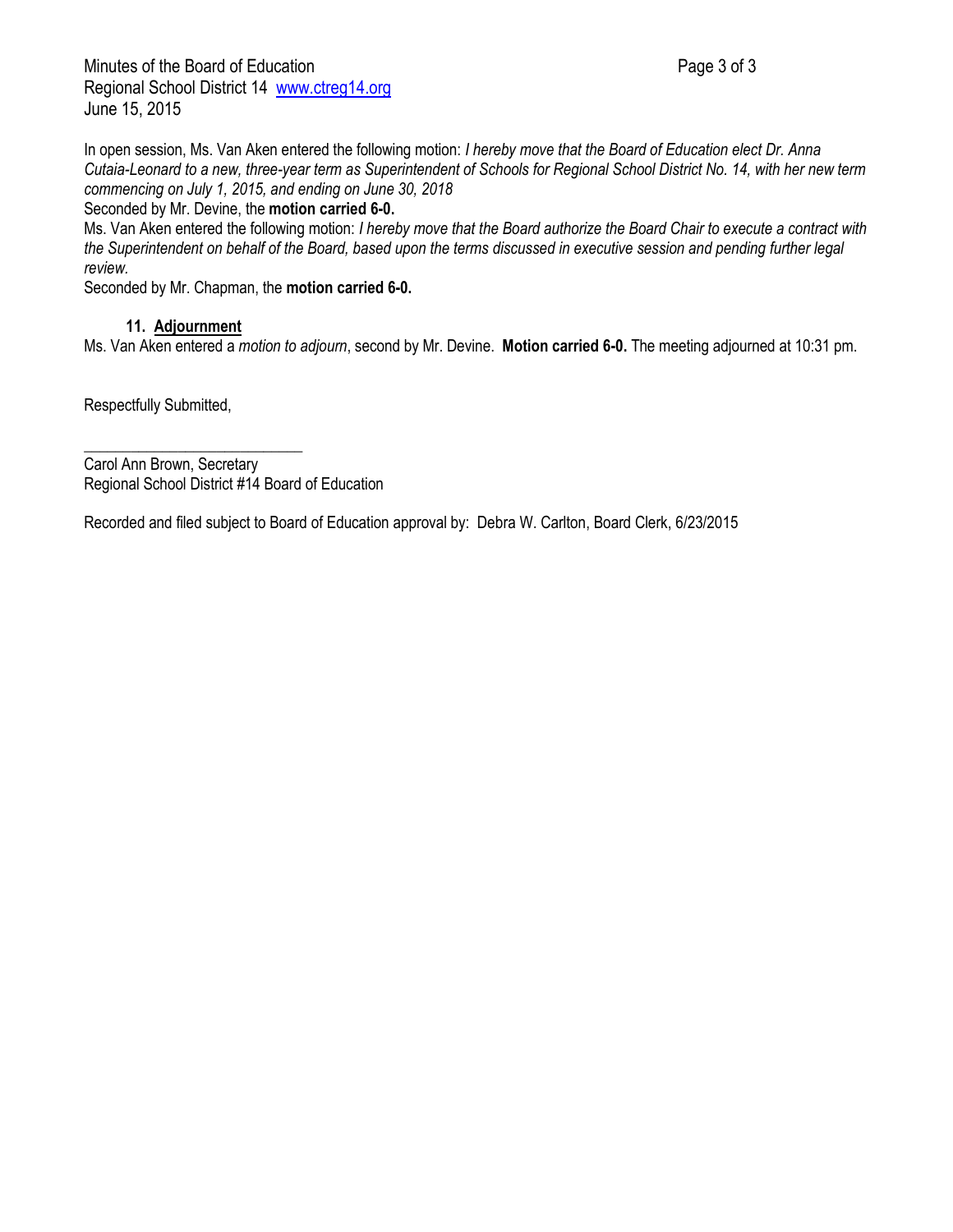In open session, Ms. Van Aken entered the following motion: *I hereby move that the Board of Education elect Dr. Anna Cutaia-Leonard to a new, three-year term as Superintendent of Schools for Regional School District No. 14, with her new term commencing on July 1, 2015, and ending on June 30, 2018*

Seconded by Mr. Devine, the **motion carried 6-0.**

Ms. Van Aken entered the following motion: *I hereby move that the Board authorize the Board Chair to execute a contract with the Superintendent on behalf of the Board, based upon the terms discussed in executive session and pending further legal review.*

Seconded by Mr. Chapman, the **motion carried 6-0.**

**11. Adjournment**

Ms. Van Aken entered a *motion to adjourn*, second by Mr. Devine. **Motion carried 6-0.** The meeting adjourned at 10:31 pm.

Respectfully Submitted,

___________________________

Carol Ann Brown, Secretary
Regional School District #14 Board of Education

Recorded and filed subject to Board of Education approval by: Debra W. Carlton, Board Clerk, 6/23/2015